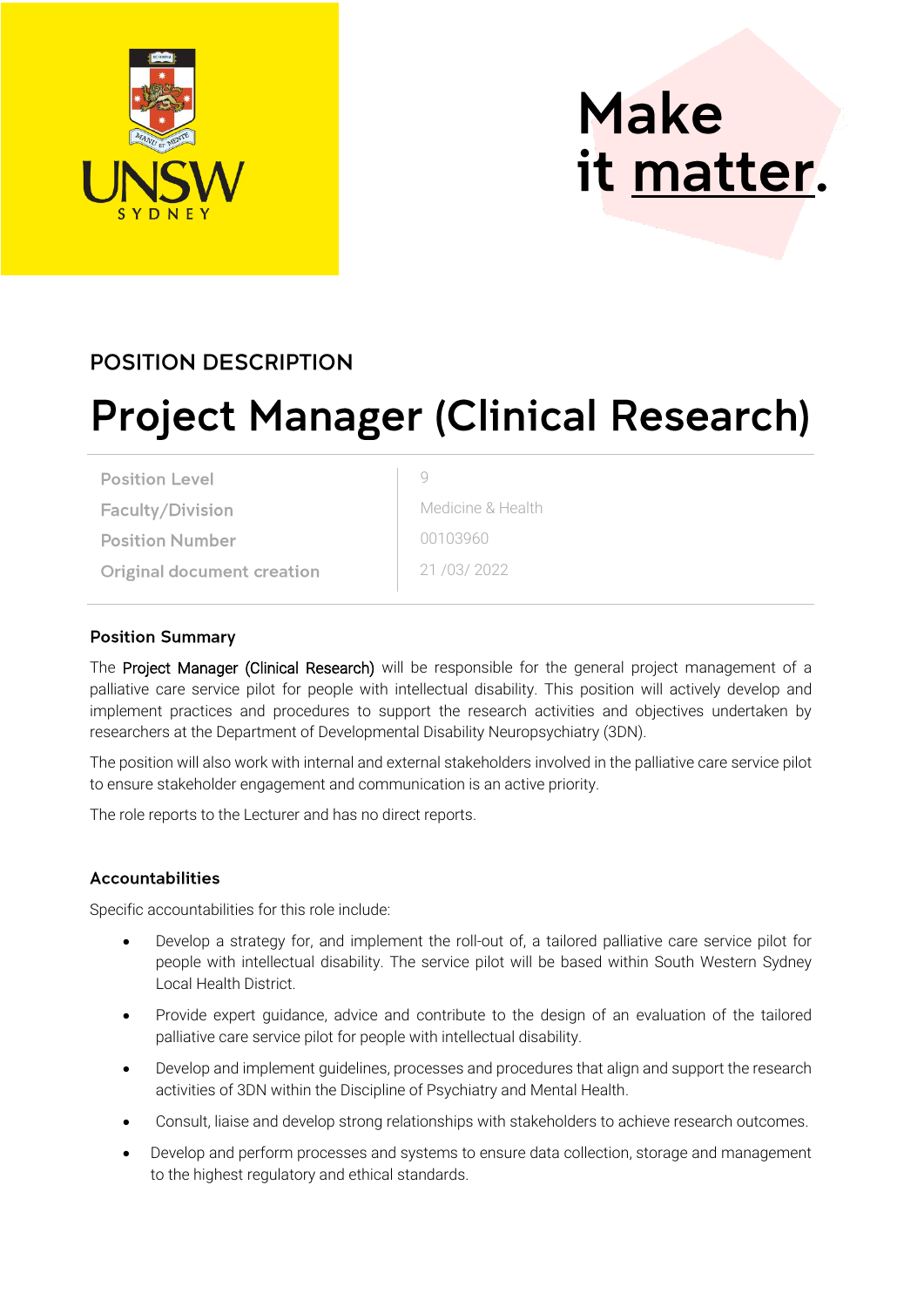UNSW SYDNEY

Make it matter.

## POSITION DESCRIPTION

# Project Manager (Clinical Research)

| | |
|---|---|
| Position Level | 9 |
| Faculty/Division | Medicine & Health |
| Position Number | 00103960 |
| Original document creation | 21 /03/ 2022 |

### Position Summary

The Project Manager (Clinical Research) will be responsible for the general project management of a palliative care service pilot for people with intellectual disability. This position will actively develop and implement practices and procedures to support the research activities and objectives undertaken by researchers at the Department of Developmental Disability Neuropsychiatry (3DN).

The position will also work with internal and external stakeholders involved in the palliative care service pilot to ensure stakeholder engagement and communication is an active priority.

The role reports to the Lecturer and has no direct reports.

### Accountabilities

Specific accountabilities for this role include:

- Develop a strategy for, and implement the roll-out of, a tailored palliative care service pilot for people with intellectual disability. The service pilot will be based within South Western Sydney Local Health District.
- Provide expert guidance, advice and contribute to the design of an evaluation of the tailored palliative care service pilot for people with intellectual disability.
- Develop and implement guidelines, processes and procedures that align and support the research activities of 3DN within the Discipline of Psychiatry and Mental Health.
- Consult, liaise and develop strong relationships with stakeholders to achieve research outcomes.
- Develop and perform processes and systems to ensure data collection, storage and management to the highest regulatory and ethical standards.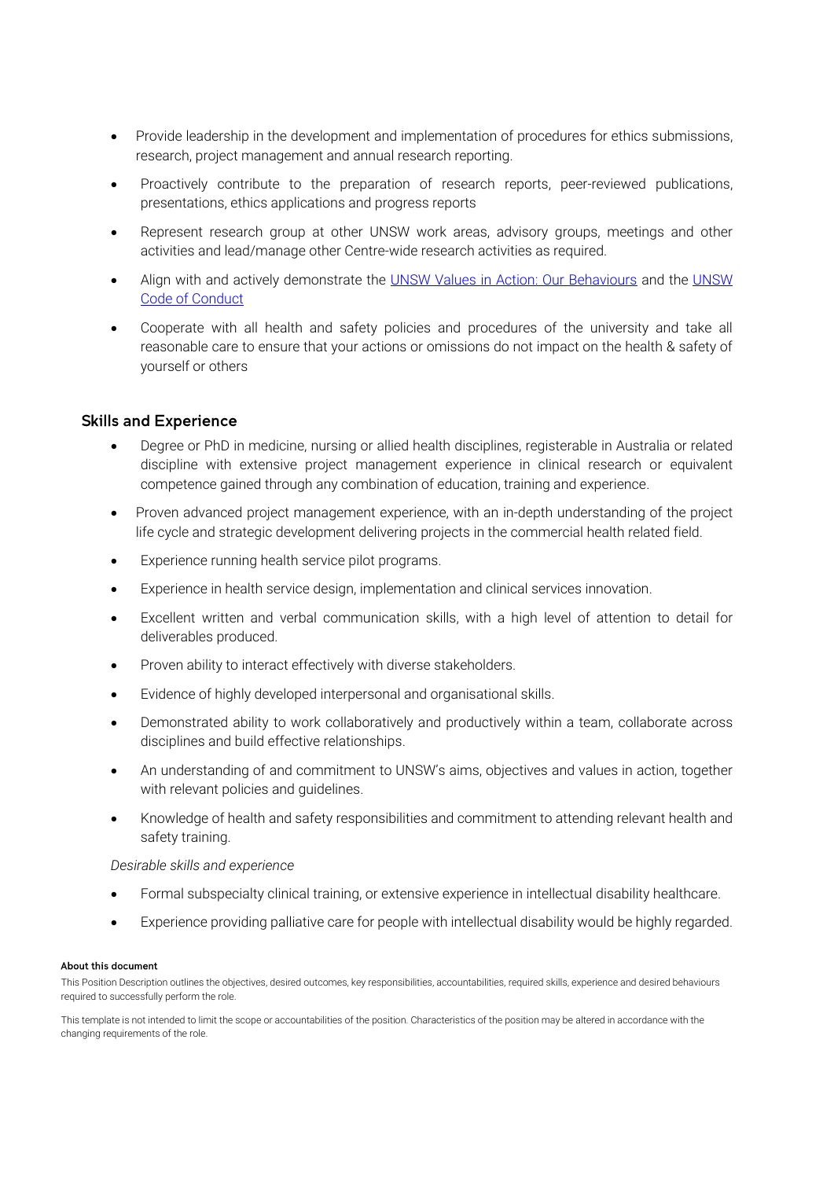- Provide leadership in the development and implementation of procedures for ethics submissions, research, project management and annual research reporting.
- Proactively contribute to the preparation of research reports, peer-reviewed publications, presentations, ethics applications and progress reports
- Represent research group at other UNSW work areas, advisory groups, meetings and other activities and lead/manage other Centre-wide research activities as required.
- Align with and actively demonstrate the UNSW Values in Action: Our Behaviours and the UNSW Code of Conduct
- Cooperate with all health and safety policies and procedures of the university and take all reasonable care to ensure that your actions or omissions do not impact on the health & safety of yourself or others

## Skills and Experience

- Degree or PhD in medicine, nursing or allied health disciplines, registerable in Australia or related discipline with extensive project management experience in clinical research or equivalent competence gained through any combination of education, training and experience.
- Proven advanced project management experience, with an in-depth understanding of the project life cycle and strategic development delivering projects in the commercial health related field.
- Experience running health service pilot programs.
- Experience in health service design, implementation and clinical services innovation.
- Excellent written and verbal communication skills, with a high level of attention to detail for deliverables produced.
- Proven ability to interact effectively with diverse stakeholders.
- Evidence of highly developed interpersonal and organisational skills.
- Demonstrated ability to work collaboratively and productively within a team, collaborate across disciplines and build effective relationships.
- An understanding of and commitment to UNSW's aims, objectives and values in action, together with relevant policies and guidelines.
- Knowledge of health and safety responsibilities and commitment to attending relevant health and safety training.

*Desirable skills and experience*

- Formal subspecialty clinical training, or extensive experience in intellectual disability healthcare.
- Experience providing palliative care for people with intellectual disability would be highly regarded.

**About this document**

This Position Description outlines the objectives, desired outcomes, key responsibilities, accountabilities, required skills, experience and desired behaviours required to successfully perform the role.

This template is not intended to limit the scope or accountabilities of the position. Characteristics of the position may be altered in accordance with the changing requirements of the role.